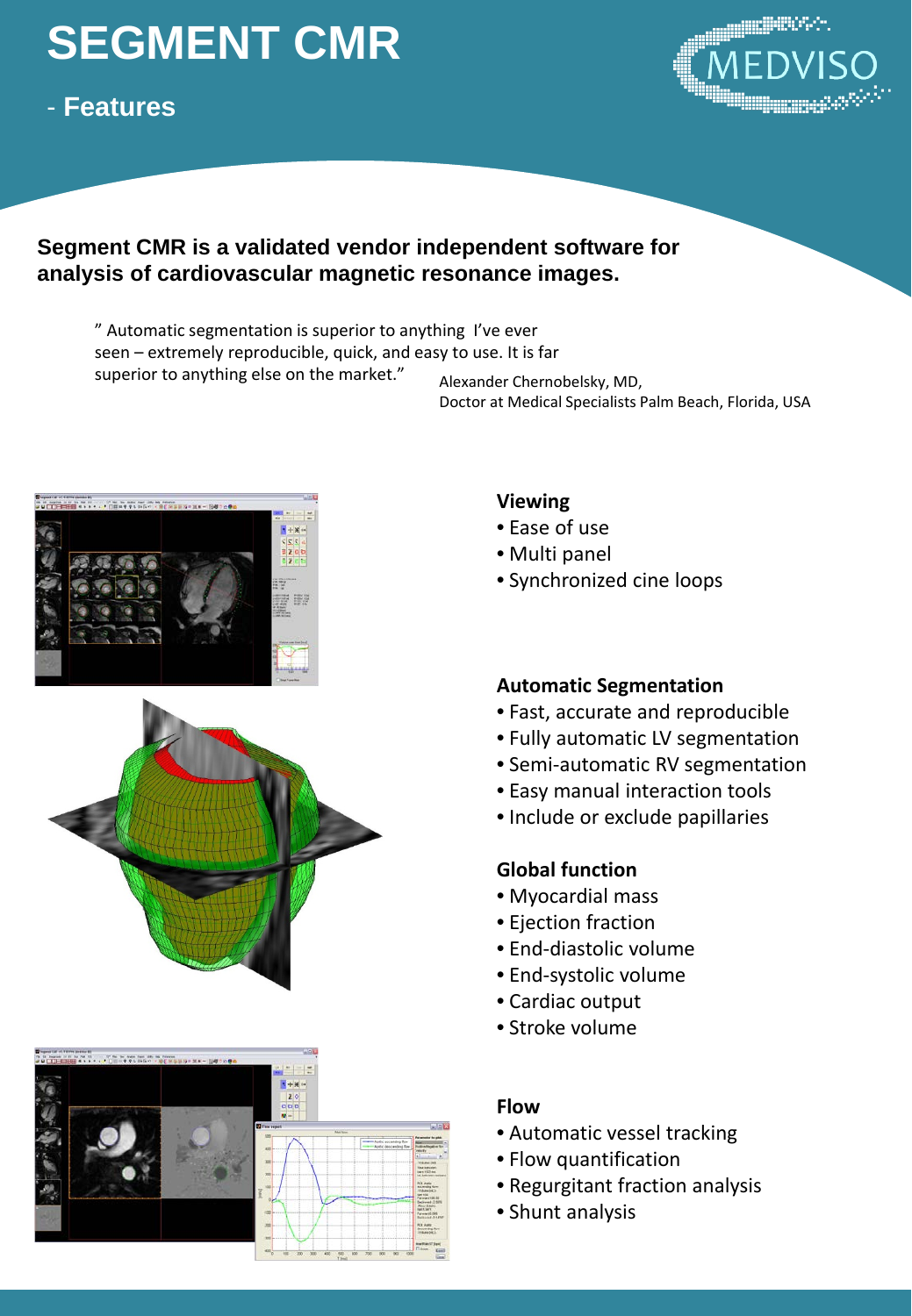# SEGMENT CMR

## - Features

MEDVISO

**Segment CMR is a validated vendor independent software for analysis of cardiovascular magnetic resonance images.**

" Automatic segmentation is superior to anything I've ever seen – extremely reproducible, quick, and easy to use. It is far superior to anything else on the market."

Alexander Chernobelsky, MD,
Doctor at Medical Specialists Palm Beach, Florida, USA

### Viewing

- Ease of use
- Multi panel
- Synchronized cine loops

### Automatic Segmentation

- Fast, accurate and reproducible
- Fully automatic LV segmentation
- Semi-automatic RV segmentation
- Easy manual interaction tools
- Include or exclude papillaries

### Global function

- Myocardial mass
- Ejection fraction
- End-diastolic volume
- End-systolic volume
- Cardiac output
- Stroke volume

### Flow

- Automatic vessel tracking
- Flow quantification
- Regurgitant fraction analysis
- Shunt analysis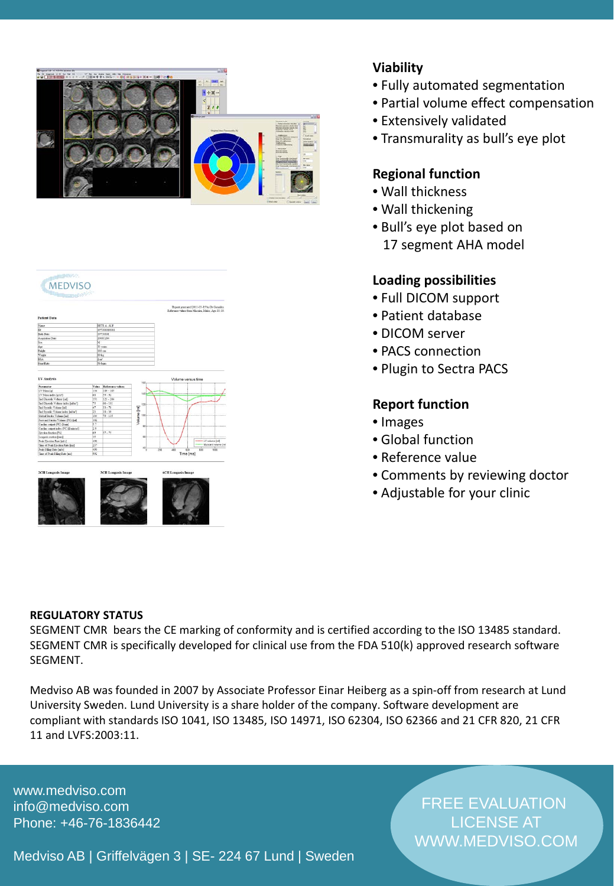## Viability

- Fully automated segmentation
- Partial volume effect compensation
- Extensively validated
- Transmurality as bull's eye plot

## Regional function

- Wall thickness
- Wall thickening
- Bull's eye plot based on 17 segment AHA model

## Loading possibilities

- Full DICOM support
- Patient database
- DICOM server
- PACS connection
- Plugin to Sectra PACS

## Report function

- Images
- Global function
- Reference value
- Comments by reviewing doctor
- Adjustable for your clinic

## REGULATORY STATUS

SEGMENT CMR bears the CE marking of conformity and is certified according to the ISO 13485 standard. SEGMENT CMR is specifically developed for clinical use from the FDA 510(k) approved research software SEGMENT.

Medviso AB was founded in 2007 by Associate Professor Einar Heiberg as a spin-off from research at Lund University Sweden. Lund University is a share holder of the company. Software development are compliant with standards ISO 1041, ISO 13485, ISO 14971, ISO 62304, ISO 62366 and 21 CFR 820, 21 CFR 11 and LVFS:2003:11.

www.medviso.com
info@medviso.com
Phone: +46-76-1836442

Medviso AB | Griffelvägen 3 | SE- 224 67 Lund | Sweden

FREE EVALUATION LICENSE AT WWW.MEDVISO.COM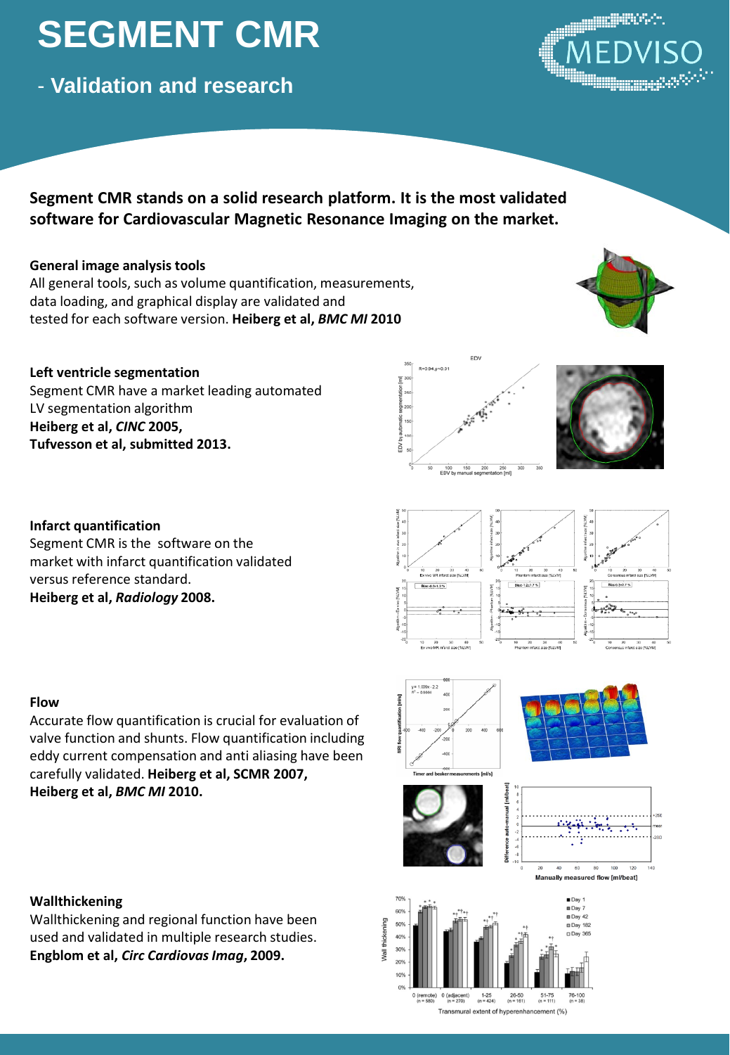# SEGMENT CMR

## - Validation and research

**Segment CMR stands on a solid research platform. It is the most validated software for Cardiovascular Magnetic Resonance Imaging on the market.**

### General image analysis tools

All general tools, such as volume quantification, measurements, data loading, and graphical display are validated and tested for each software version. **Heiberg et al, *BMC MI* 2010**

### Left ventricle segmentation

Segment CMR have a market leading automated LV segmentation algorithm
**Heiberg et al, *CINC* 2005,**
**Tufvesson et al, submitted 2013.**

### Infarct quantification

Segment CMR is the software on the market with infarct quantification validated versus reference standard.
**Heiberg et al, *Radiology* 2008.**

### Flow

Accurate flow quantification is crucial for evaluation of valve function and shunts. Flow quantification including eddy current compensation and anti aliasing have been carefully validated. **Heiberg et al, SCMR 2007,**
**Heiberg et al, *BMC MI* 2010.**

### Wallthickening

Wallthickening and regional function have been used and validated in multiple research studies.
**Engblom et al, *Circ Cardiovas Imag*, 2009.**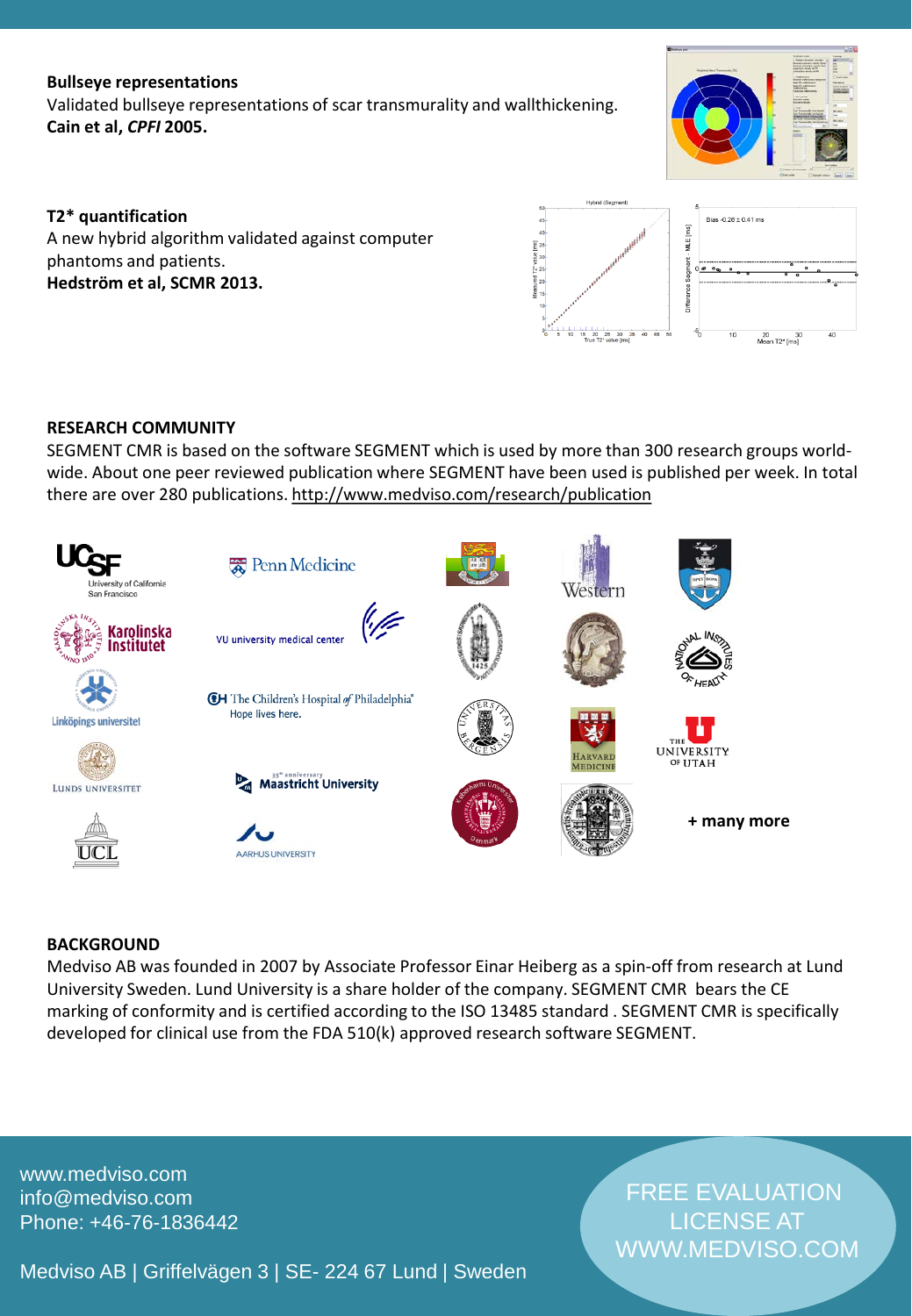**Bullseye representations**

Validated bullseye representations of scar transmurality and wallthickening.

**Cain et al, *CPFI* 2005.**

**T2* quantification**

A new hybrid algorithm validated against computer phantoms and patients.

**Hedström et al, SCMR 2013.**

Hybrid (Segment)

Measured T2* value [ms]

True T2* value [ms]

Bias -0.26 ± 0.41 ms

Difference Segment - MLE [ms]

Mean T2* [ms]

**RESEARCH COMMUNITY**

SEGMENT CMR is based on the software SEGMENT which is used by more than 300 research groups world-wide. About one peer reviewed publication where SEGMENT have been used is published per week. In total there are over 280 publications. http://www.medviso.com/research/publication

UCSF University of California San Francisco

Penn Medicine

Western

Karolinska Institutet

VU university medical center

National Institutes of Health

Linköpings universitet

The Children's Hospital of Philadelphia Hope lives here.

Harvard Medicine

The University of Utah

Lunds universitet

35th anniversary Maastricht University

UCL

Aarhus University

**+ many more**

**BACKGROUND**

Medviso AB was founded in 2007 by Associate Professor Einar Heiberg as a spin-off from research at Lund University Sweden. Lund University is a share holder of the company. SEGMENT CMR bears the CE marking of conformity and is certified according to the ISO 13485 standard . SEGMENT CMR is specifically developed for clinical use from the FDA 510(k) approved research software SEGMENT.

www.medviso.com
info@medviso.com
Phone: +46-76-1836442

Medviso AB | Griffelvägen 3 | SE- 224 67 Lund | Sweden

FREE EVALUATION LICENSE AT WWW.MEDVISO.COM